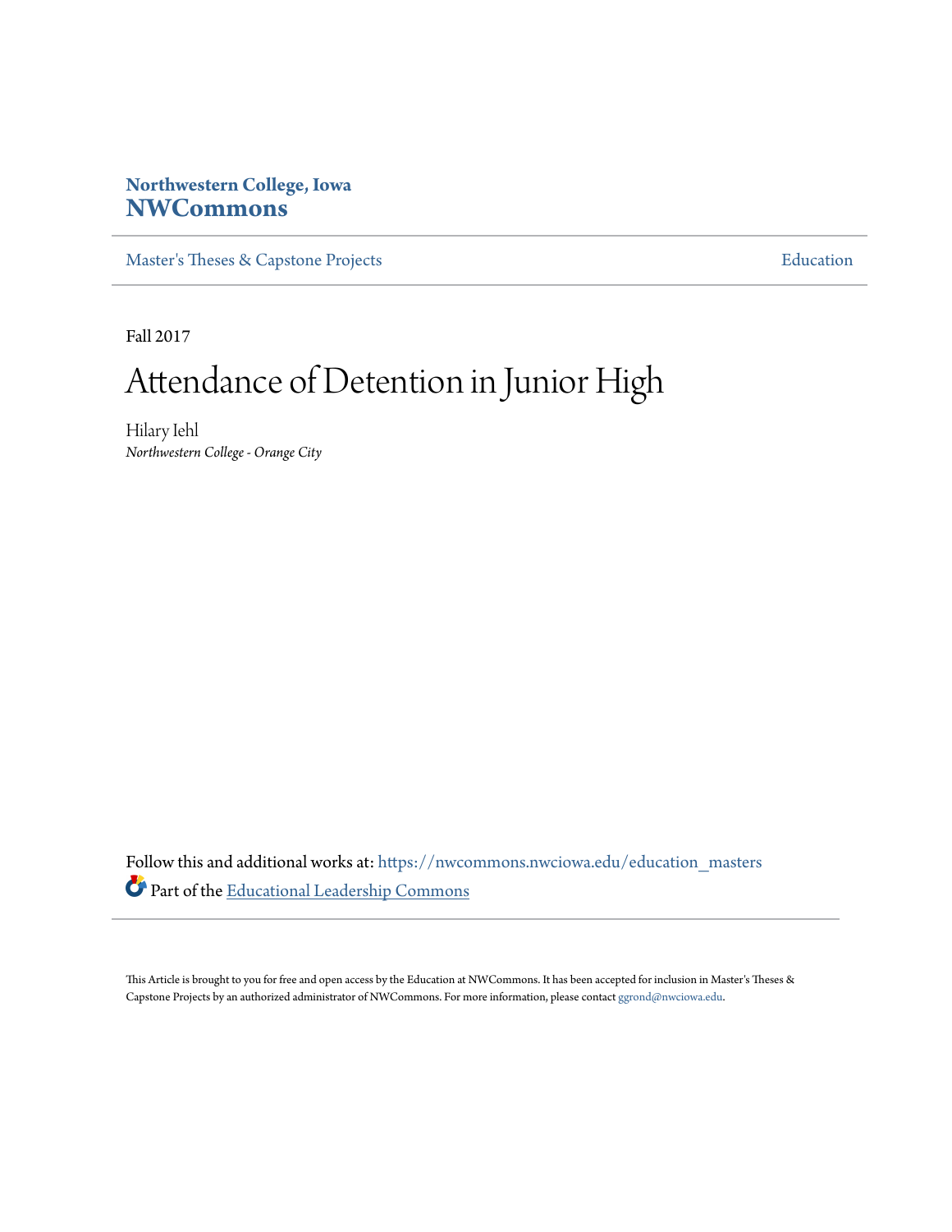Northwestern College, Iowa
**NWCommons**

Master's Theses & Capstone Projects | Education

Fall 2017

# Attendance of Detention in Junior High

Hilary Iehl
*Northwestern College - Orange City*

Follow this and additional works at: https://nwcommons.nwciowa.edu/education_masters

Part of the Educational Leadership Commons

This Article is brought to you for free and open access by the Education at NWCommons. It has been accepted for inclusion in Master's Theses & Capstone Projects by an authorized administrator of NWCommons. For more information, please contact ggrond@nwciowa.edu.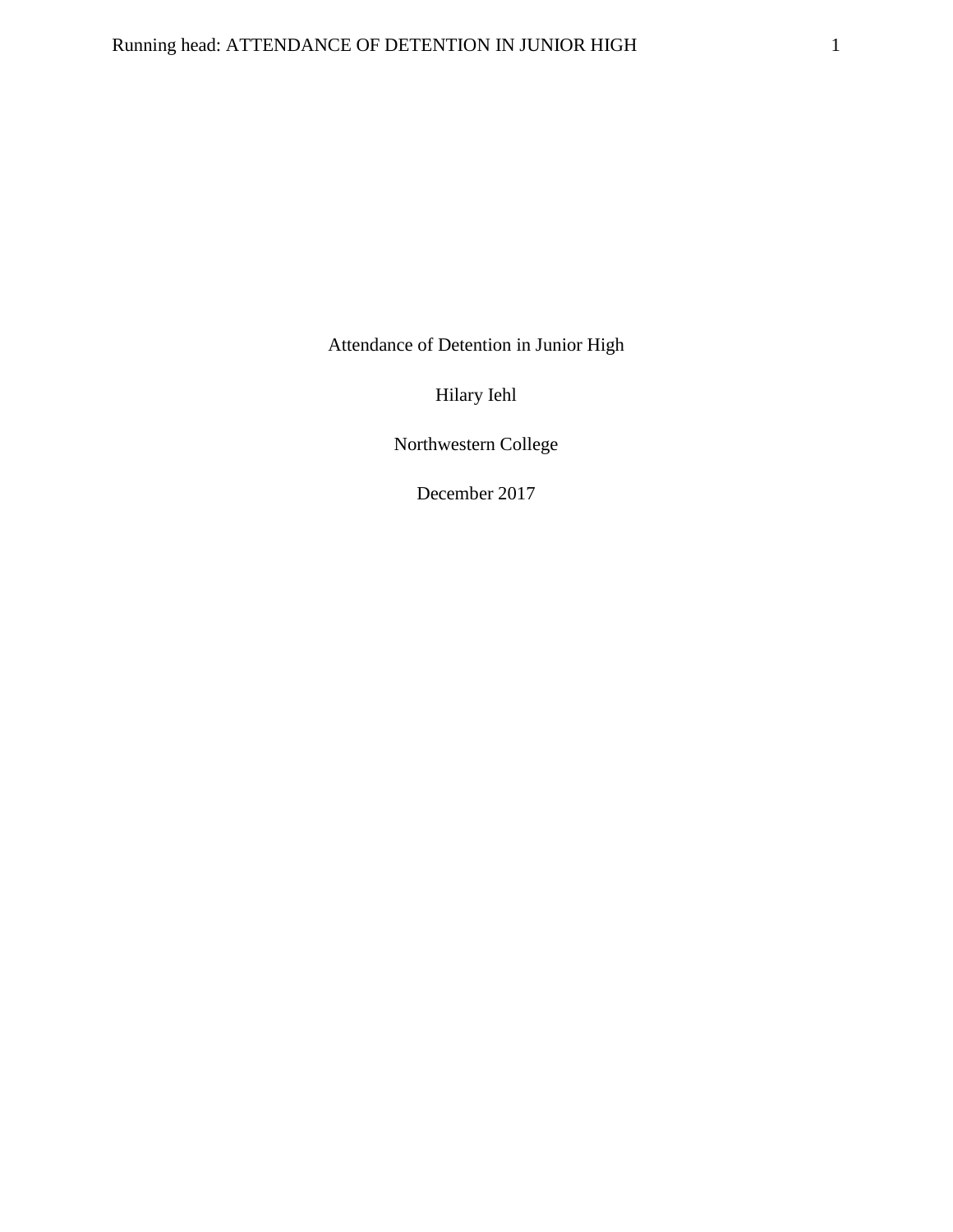Attendance of Detention in Junior High

Hilary Iehl

Northwestern College

December 2017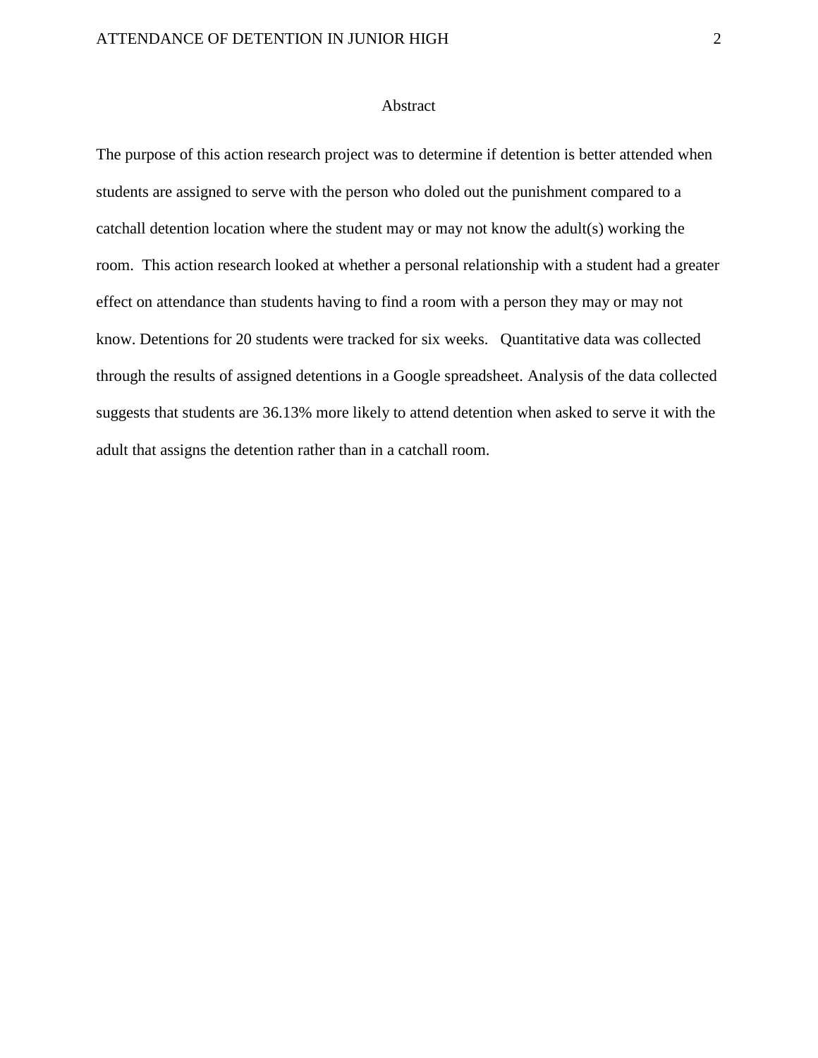# Abstract

The purpose of this action research project was to determine if detention is better attended when students are assigned to serve with the person who doled out the punishment compared to a catchall detention location where the student may or may not know the adult(s) working the room. This action research looked at whether a personal relationship with a student had a greater effect on attendance than students having to find a room with a person they may or may not know. Detentions for 20 students were tracked for six weeks. Quantitative data was collected through the results of assigned detentions in a Google spreadsheet. Analysis of the data collected suggests that students are 36.13% more likely to attend detention when asked to serve it with the adult that assigns the detention rather than in a catchall room.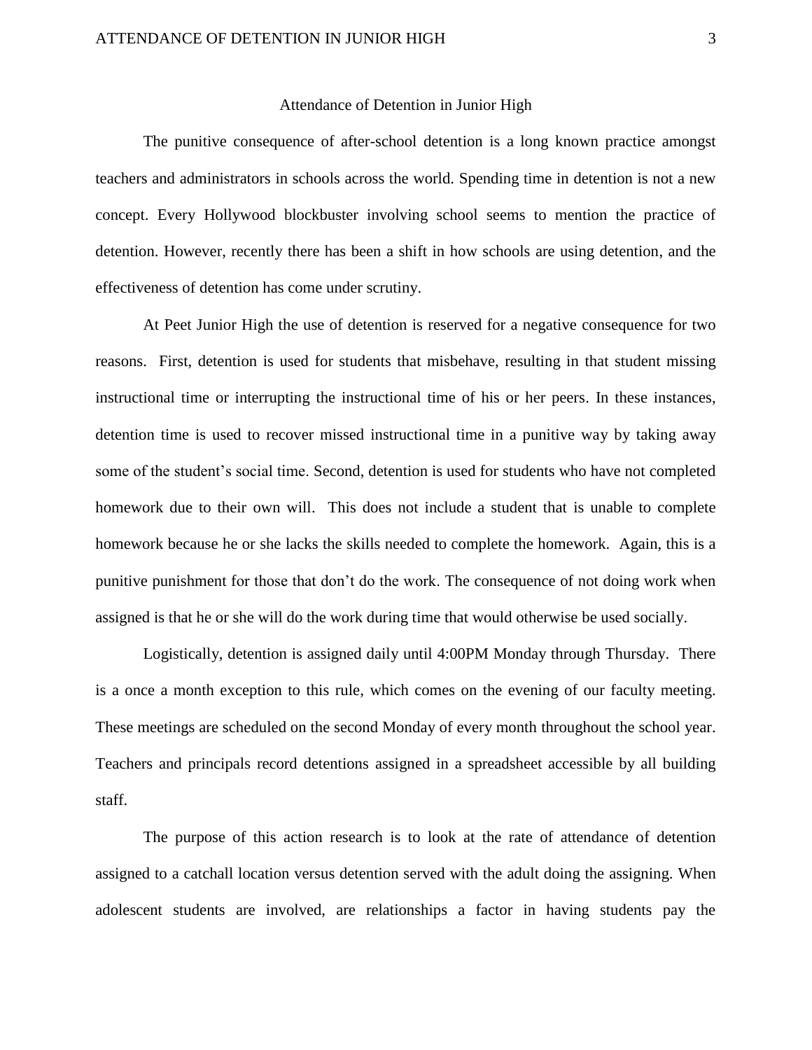# Attendance of Detention in Junior High

The punitive consequence of after-school detention is a long known practice amongst teachers and administrators in schools across the world. Spending time in detention is not a new concept. Every Hollywood blockbuster involving school seems to mention the practice of detention. However, recently there has been a shift in how schools are using detention, and the effectiveness of detention has come under scrutiny.

At Peet Junior High the use of detention is reserved for a negative consequence for two reasons. First, detention is used for students that misbehave, resulting in that student missing instructional time or interrupting the instructional time of his or her peers. In these instances, detention time is used to recover missed instructional time in a punitive way by taking away some of the student's social time. Second, detention is used for students who have not completed homework due to their own will. This does not include a student that is unable to complete homework because he or she lacks the skills needed to complete the homework. Again, this is a punitive punishment for those that don't do the work. The consequence of not doing work when assigned is that he or she will do the work during time that would otherwise be used socially.

Logistically, detention is assigned daily until 4:00PM Monday through Thursday. There is a once a month exception to this rule, which comes on the evening of our faculty meeting. These meetings are scheduled on the second Monday of every month throughout the school year. Teachers and principals record detentions assigned in a spreadsheet accessible by all building staff.

The purpose of this action research is to look at the rate of attendance of detention assigned to a catchall location versus detention served with the adult doing the assigning. When adolescent students are involved, are relationships a factor in having students pay the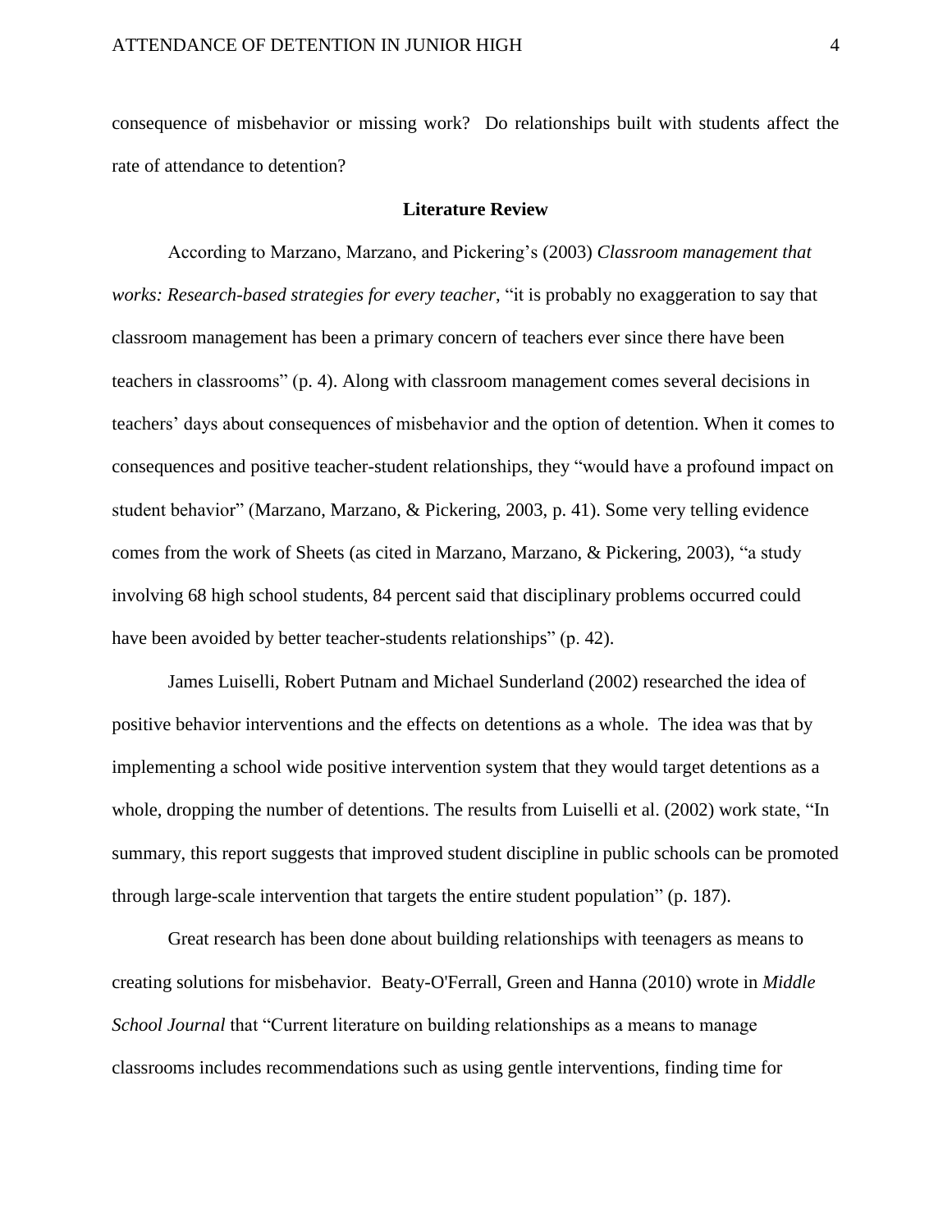consequence of misbehavior or missing work? Do relationships built with students affect the rate of attendance to detention?

## Literature Review

According to Marzano, Marzano, and Pickering's (2003) *Classroom management that works: Research-based strategies for every teacher*, "it is probably no exaggeration to say that classroom management has been a primary concern of teachers ever since there have been teachers in classrooms" (p. 4). Along with classroom management comes several decisions in teachers' days about consequences of misbehavior and the option of detention. When it comes to consequences and positive teacher-student relationships, they "would have a profound impact on student behavior" (Marzano, Marzano, & Pickering, 2003, p. 41). Some very telling evidence comes from the work of Sheets (as cited in Marzano, Marzano, & Pickering, 2003), "a study involving 68 high school students, 84 percent said that disciplinary problems occurred could have been avoided by better teacher-students relationships" (p. 42).

James Luiselli, Robert Putnam and Michael Sunderland (2002) researched the idea of positive behavior interventions and the effects on detentions as a whole. The idea was that by implementing a school wide positive intervention system that they would target detentions as a whole, dropping the number of detentions. The results from Luiselli et al. (2002) work state, "In summary, this report suggests that improved student discipline in public schools can be promoted through large-scale intervention that targets the entire student population" (p. 187).

Great research has been done about building relationships with teenagers as means to creating solutions for misbehavior. Beaty-O'Ferrall, Green and Hanna (2010) wrote in *Middle School Journal* that "Current literature on building relationships as a means to manage classrooms includes recommendations such as using gentle interventions, finding time for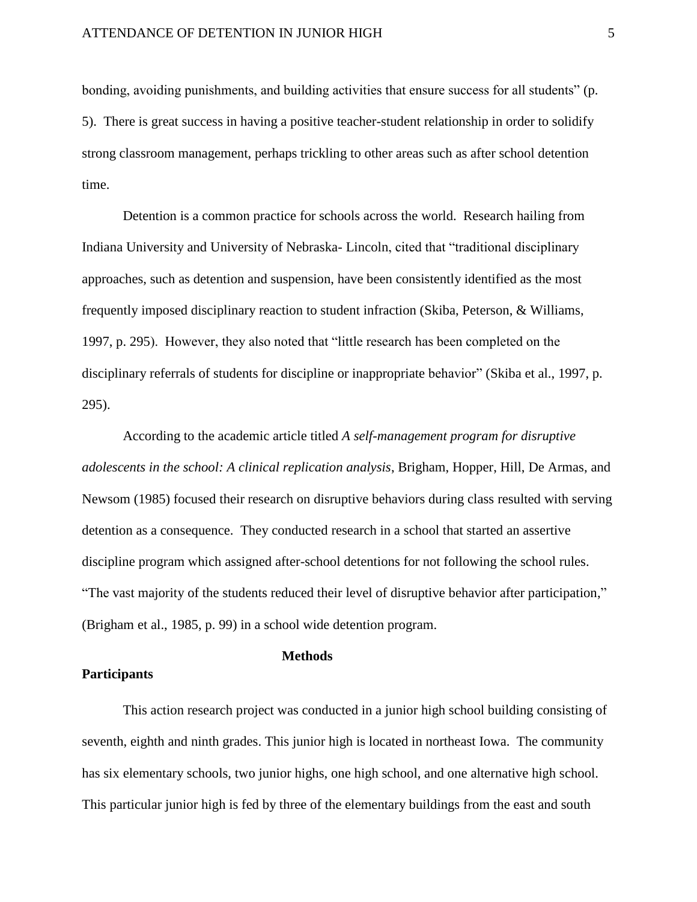bonding, avoiding punishments, and building activities that ensure success for all students" (p. 5). There is great success in having a positive teacher-student relationship in order to solidify strong classroom management, perhaps trickling to other areas such as after school detention time.

Detention is a common practice for schools across the world. Research hailing from Indiana University and University of Nebraska- Lincoln, cited that "traditional disciplinary approaches, such as detention and suspension, have been consistently identified as the most frequently imposed disciplinary reaction to student infraction (Skiba, Peterson, & Williams, 1997, p. 295). However, they also noted that "little research has been completed on the disciplinary referrals of students for discipline or inappropriate behavior" (Skiba et al., 1997, p. 295).

According to the academic article titled *A self-management program for disruptive adolescents in the school: A clinical replication analysis*, Brigham, Hopper, Hill, De Armas, and Newsom (1985) focused their research on disruptive behaviors during class resulted with serving detention as a consequence. They conducted research in a school that started an assertive discipline program which assigned after-school detentions for not following the school rules. "The vast majority of the students reduced their level of disruptive behavior after participation," (Brigham et al., 1985, p. 99) in a school wide detention program.

# Methods

## Participants

This action research project was conducted in a junior high school building consisting of seventh, eighth and ninth grades. This junior high is located in northeast Iowa. The community has six elementary schools, two junior highs, one high school, and one alternative high school. This particular junior high is fed by three of the elementary buildings from the east and south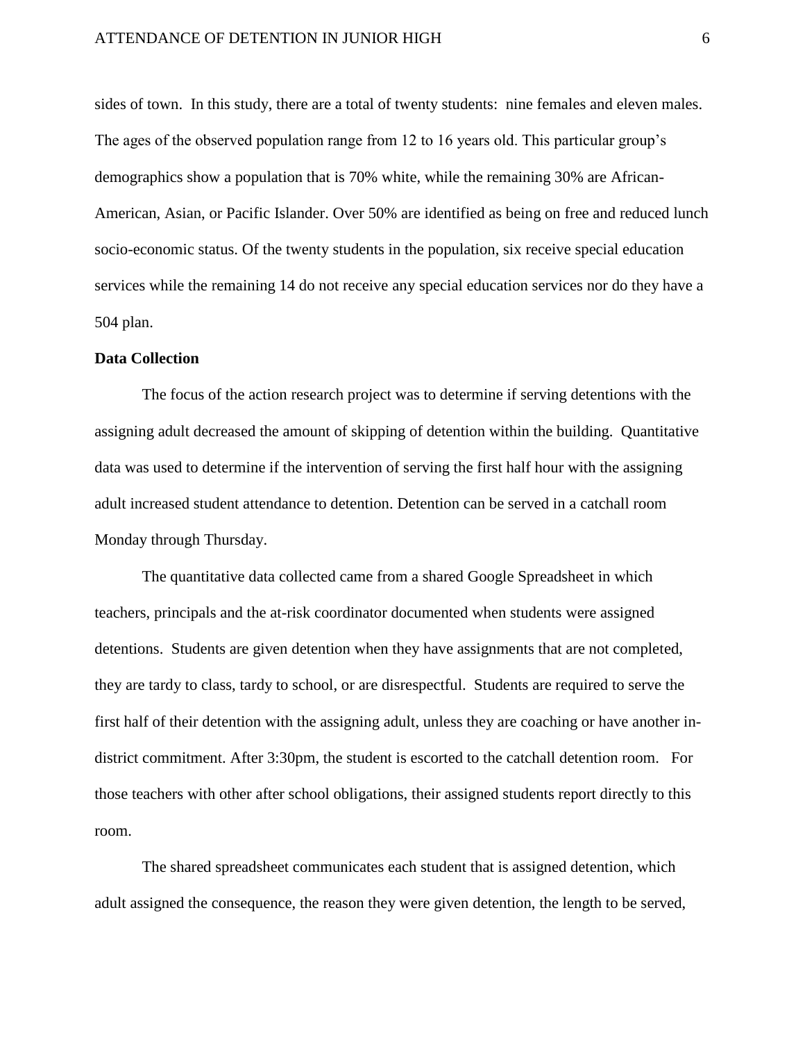sides of town. In this study, there are a total of twenty students: nine females and eleven males. The ages of the observed population range from 12 to 16 years old. This particular group's demographics show a population that is 70% white, while the remaining 30% are African-American, Asian, or Pacific Islander. Over 50% are identified as being on free and reduced lunch socio-economic status. Of the twenty students in the population, six receive special education services while the remaining 14 do not receive any special education services nor do they have a 504 plan.

**Data Collection**

The focus of the action research project was to determine if serving detentions with the assigning adult decreased the amount of skipping of detention within the building. Quantitative data was used to determine if the intervention of serving the first half hour with the assigning adult increased student attendance to detention. Detention can be served in a catchall room Monday through Thursday.

The quantitative data collected came from a shared Google Spreadsheet in which teachers, principals and the at-risk coordinator documented when students were assigned detentions. Students are given detention when they have assignments that are not completed, they are tardy to class, tardy to school, or are disrespectful. Students are required to serve the first half of their detention with the assigning adult, unless they are coaching or have another in-district commitment. After 3:30pm, the student is escorted to the catchall detention room. For those teachers with other after school obligations, their assigned students report directly to this room.

The shared spreadsheet communicates each student that is assigned detention, which adult assigned the consequence, the reason they were given detention, the length to be served,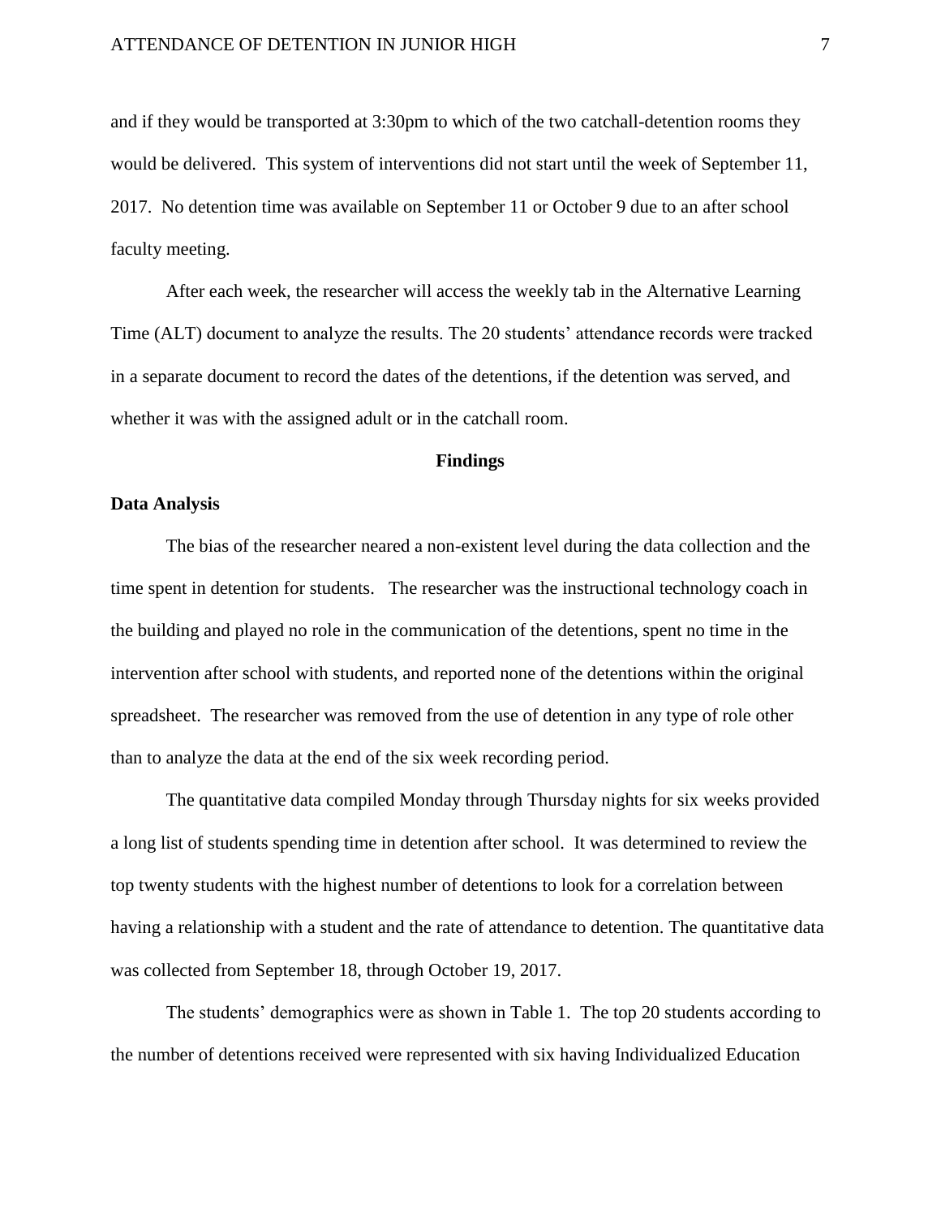and if they would be transported at 3:30pm to which of the two catchall-detention rooms they would be delivered. This system of interventions did not start until the week of September 11, 2017. No detention time was available on September 11 or October 9 due to an after school faculty meeting.

After each week, the researcher will access the weekly tab in the Alternative Learning Time (ALT) document to analyze the results. The 20 students' attendance records were tracked in a separate document to record the dates of the detentions, if the detention was served, and whether it was with the assigned adult or in the catchall room.

## Findings

### Data Analysis

The bias of the researcher neared a non-existent level during the data collection and the time spent in detention for students. The researcher was the instructional technology coach in the building and played no role in the communication of the detentions, spent no time in the intervention after school with students, and reported none of the detentions within the original spreadsheet. The researcher was removed from the use of detention in any type of role other than to analyze the data at the end of the six week recording period.

The quantitative data compiled Monday through Thursday nights for six weeks provided a long list of students spending time in detention after school. It was determined to review the top twenty students with the highest number of detentions to look for a correlation between having a relationship with a student and the rate of attendance to detention. The quantitative data was collected from September 18, through October 19, 2017.

The students' demographics were as shown in Table 1. The top 20 students according to the number of detentions received were represented with six having Individualized Education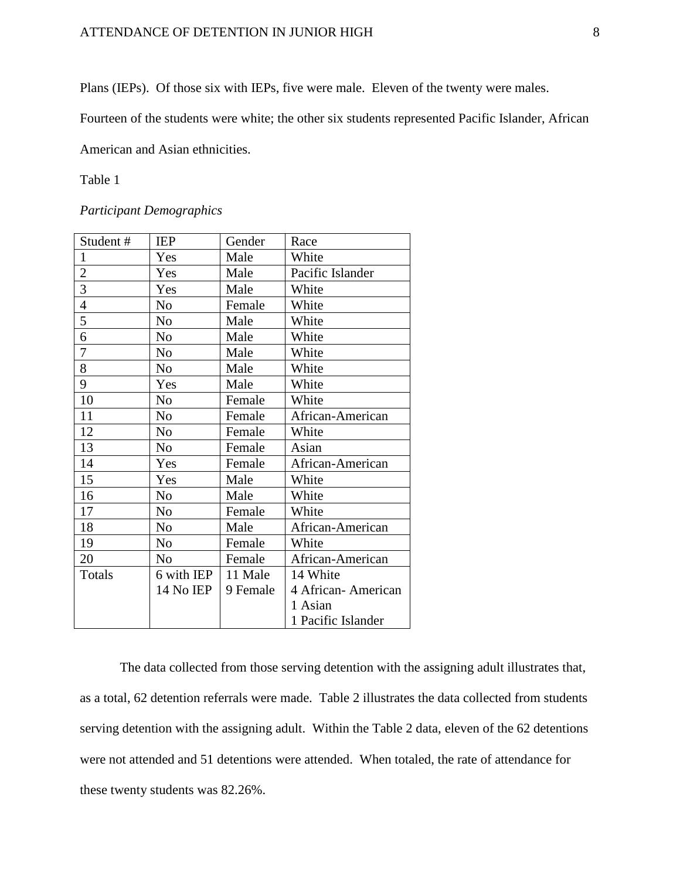Plans (IEPs). Of those six with IEPs, five were male. Eleven of the twenty were males. Fourteen of the students were white; the other six students represented Pacific Islander, African American and Asian ethnicities.

Table 1

*Participant Demographics*

| Student # | IEP | Gender | Race |
|---|---|---|---|
| 1 | Yes | Male | White |
| 2 | Yes | Male | Pacific Islander |
| 3 | Yes | Male | White |
| 4 | No | Female | White |
| 5 | No | Male | White |
| 6 | No | Male | White |
| 7 | No | Male | White |
| 8 | No | Male | White |
| 9 | Yes | Male | White |
| 10 | No | Female | White |
| 11 | No | Female | African-American |
| 12 | No | Female | White |
| 13 | No | Female | Asian |
| 14 | Yes | Female | African-American |
| 15 | Yes | Male | White |
| 16 | No | Male | White |
| 17 | No | Female | White |
| 18 | No | Male | African-American |
| 19 | No | Female | White |
| 20 | No | Female | African-American |
| Totals | 6 with IEP<br>14 No IEP | 11 Male<br>9 Female | 14 White<br>4 African- American<br>1 Asian<br>1 Pacific Islander |

The data collected from those serving detention with the assigning adult illustrates that, as a total, 62 detention referrals were made. Table 2 illustrates the data collected from students serving detention with the assigning adult. Within the Table 2 data, eleven of the 62 detentions were not attended and 51 detentions were attended. When totaled, the rate of attendance for these twenty students was 82.26%.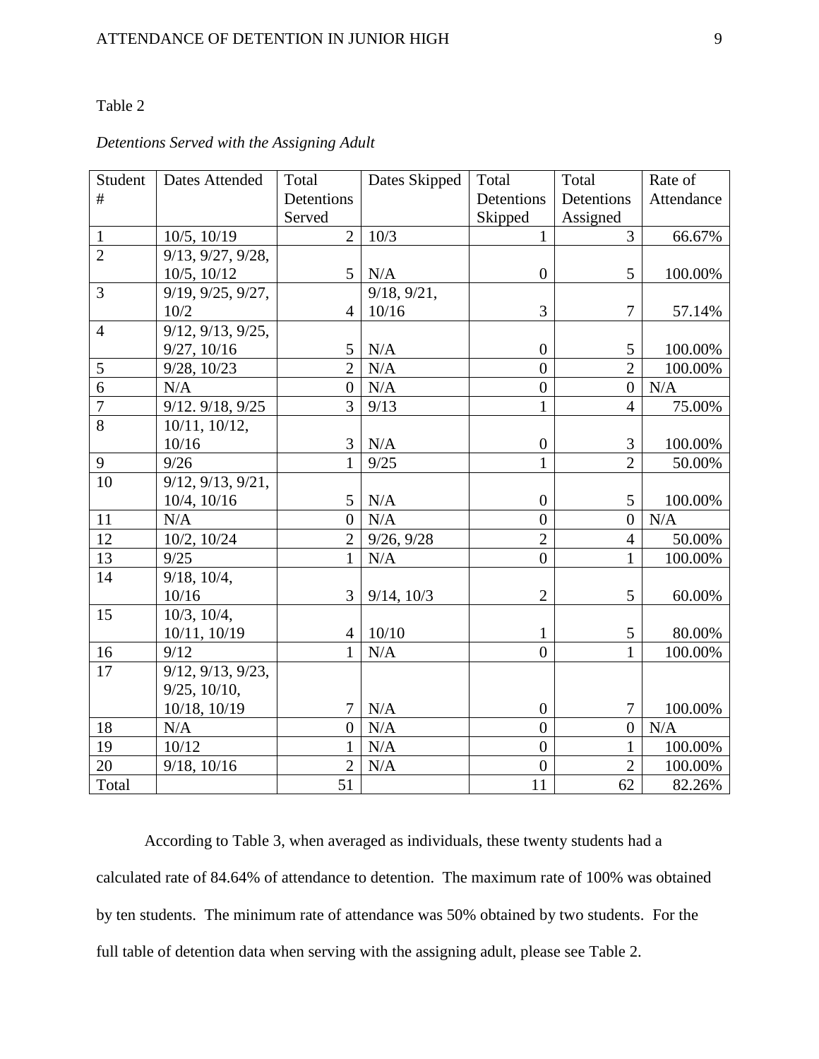Table 2

*Detentions Served with the Assigning Adult*

| Student # | Dates Attended | Total Detentions Served | Dates Skipped | Total Detentions Skipped | Total Detentions Assigned | Rate of Attendance |
|---|---|---|---|---|---|---|
| 1 | 10/5, 10/19 | 2 | 10/3 | 1 | 3 | 66.67% |
| 2 | 9/13, 9/27, 9/28, 10/5, 10/12 | 5 | N/A | 0 | 5 | 100.00% |
| 3 | 9/19, 9/25, 9/27, 10/2 | 4 | 9/18, 9/21, 10/16 | 3 | 7 | 57.14% |
| 4 | 9/12, 9/13, 9/25, 9/27, 10/16 | 5 | N/A | 0 | 5 | 100.00% |
| 5 | 9/28, 10/23 | 2 | N/A | 0 | 2 | 100.00% |
| 6 | N/A | 0 | N/A | 0 | 0 | N/A |
| 7 | 9/12. 9/18, 9/25 | 3 | 9/13 | 1 | 4 | 75.00% |
| 8 | 10/11, 10/12, 10/16 | 3 | N/A | 0 | 3 | 100.00% |
| 9 | 9/26 | 1 | 9/25 | 1 | 2 | 50.00% |
| 10 | 9/12, 9/13, 9/21, 10/4, 10/16 | 5 | N/A | 0 | 5 | 100.00% |
| 11 | N/A | 0 | N/A | 0 | 0 | N/A |
| 12 | 10/2, 10/24 | 2 | 9/26, 9/28 | 2 | 4 | 50.00% |
| 13 | 9/25 | 1 | N/A | 0 | 1 | 100.00% |
| 14 | 9/18, 10/4, 10/16 | 3 | 9/14, 10/3 | 2 | 5 | 60.00% |
| 15 | 10/3, 10/4, 10/11, 10/19 | 4 | 10/10 | 1 | 5 | 80.00% |
| 16 | 9/12 | 1 | N/A | 0 | 1 | 100.00% |
| 17 | 9/12, 9/13, 9/23, 9/25, 10/10, 10/18, 10/19 | 7 | N/A | 0 | 7 | 100.00% |
| 18 | N/A | 0 | N/A | 0 | 0 | N/A |
| 19 | 10/12 | 1 | N/A | 0 | 1 | 100.00% |
| 20 | 9/18, 10/16 | 2 | N/A | 0 | 2 | 100.00% |
| Total | | 51 | | 11 | 62 | 82.26% |

According to Table 3, when averaged as individuals, these twenty students had a calculated rate of 84.64% of attendance to detention. The maximum rate of 100% was obtained by ten students. The minimum rate of attendance was 50% obtained by two students. For the full table of detention data when serving with the assigning adult, please see Table 2.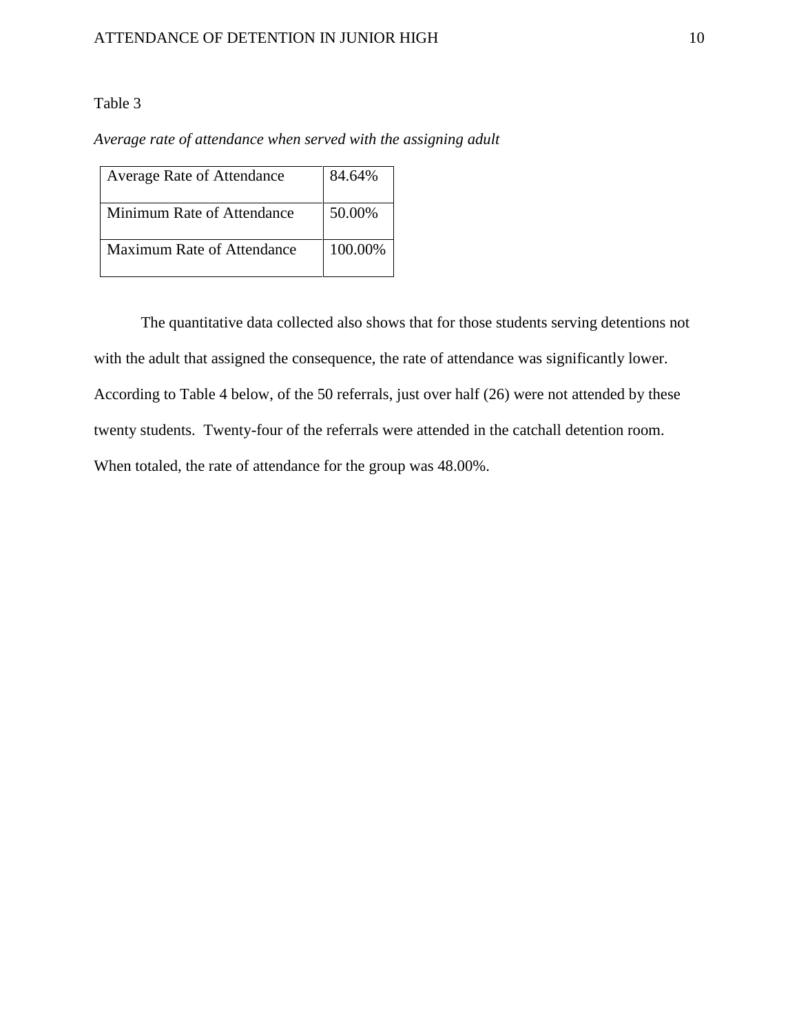Table 3

*Average rate of attendance when served with the assigning adult*

| | |
|---|---|
| Average Rate of Attendance | 84.64% |
| Minimum Rate of Attendance | 50.00% |
| Maximum Rate of Attendance | 100.00% |

The quantitative data collected also shows that for those students serving detentions not with the adult that assigned the consequence, the rate of attendance was significantly lower. According to Table 4 below, of the 50 referrals, just over half (26) were not attended by these twenty students. Twenty-four of the referrals were attended in the catchall detention room. When totaled, the rate of attendance for the group was 48.00%.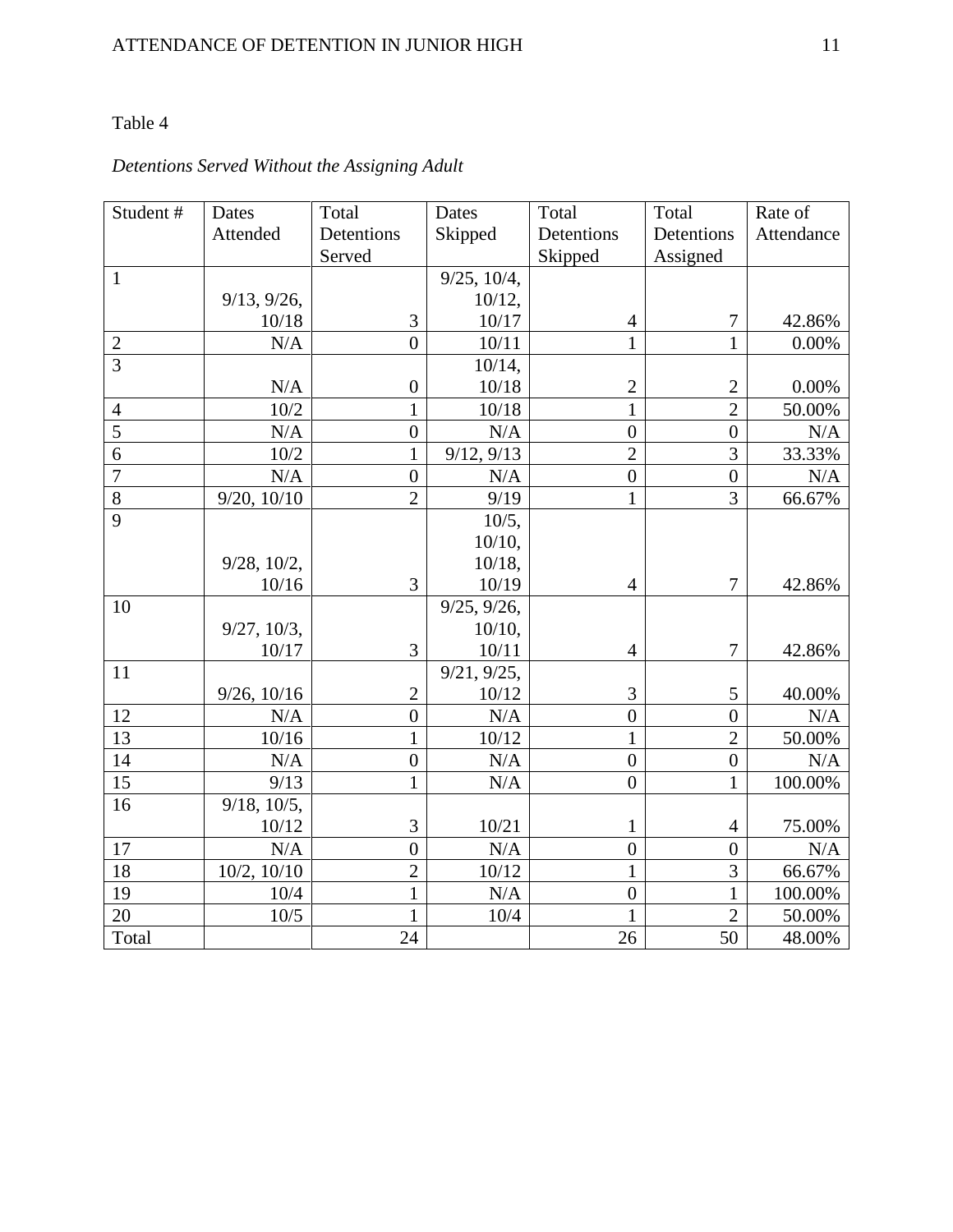Table 4

*Detentions Served Without the Assigning Adult*

| Student # | Dates Attended | Total Detentions Served | Dates Skipped | Total Detentions Skipped | Total Detentions Assigned | Rate of Attendance |
|---|---|---|---|---|---|---|
| 1 | 9/13, 9/26, 10/18 | 3 | 9/25, 10/4, 10/12, 10/17 | 4 | 7 | 42.86% |
| 2 | N/A | 0 | 10/11 | 1 | 1 | 0.00% |
| 3 | N/A | 0 | 10/14, 10/18 | 2 | 2 | 0.00% |
| 4 | 10/2 | 1 | 10/18 | 1 | 2 | 50.00% |
| 5 | N/A | 0 | N/A | 0 | 0 | N/A |
| 6 | 10/2 | 1 | 9/12, 9/13 | 2 | 3 | 33.33% |
| 7 | N/A | 0 | N/A | 0 | 0 | N/A |
| 8 | 9/20, 10/10 | 2 | 9/19 | 1 | 3 | 66.67% |
| 9 | 9/28, 10/2, 10/16 | 3 | 10/5, 10/10, 10/18, 10/19 | 4 | 7 | 42.86% |
| 10 | 9/27, 10/3, 10/17 | 3 | 9/25, 9/26, 10/10, 10/11 | 4 | 7 | 42.86% |
| 11 | 9/26, 10/16 | 2 | 9/21, 9/25, 10/12 | 3 | 5 | 40.00% |
| 12 | N/A | 0 | N/A | 0 | 0 | N/A |
| 13 | 10/16 | 1 | 10/12 | 1 | 2 | 50.00% |
| 14 | N/A | 0 | N/A | 0 | 0 | N/A |
| 15 | 9/13 | 1 | N/A | 0 | 1 | 100.00% |
| 16 | 9/18, 10/5, 10/12 | 3 | 10/21 | 1 | 4 | 75.00% |
| 17 | N/A | 0 | N/A | 0 | 0 | N/A |
| 18 | 10/2, 10/10 | 2 | 10/12 | 1 | 3 | 66.67% |
| 19 | 10/4 | 1 | N/A | 0 | 1 | 100.00% |
| 20 | 10/5 | 1 | 10/4 | 1 | 2 | 50.00% |
| Total | | 24 | | 26 | 50 | 48.00% |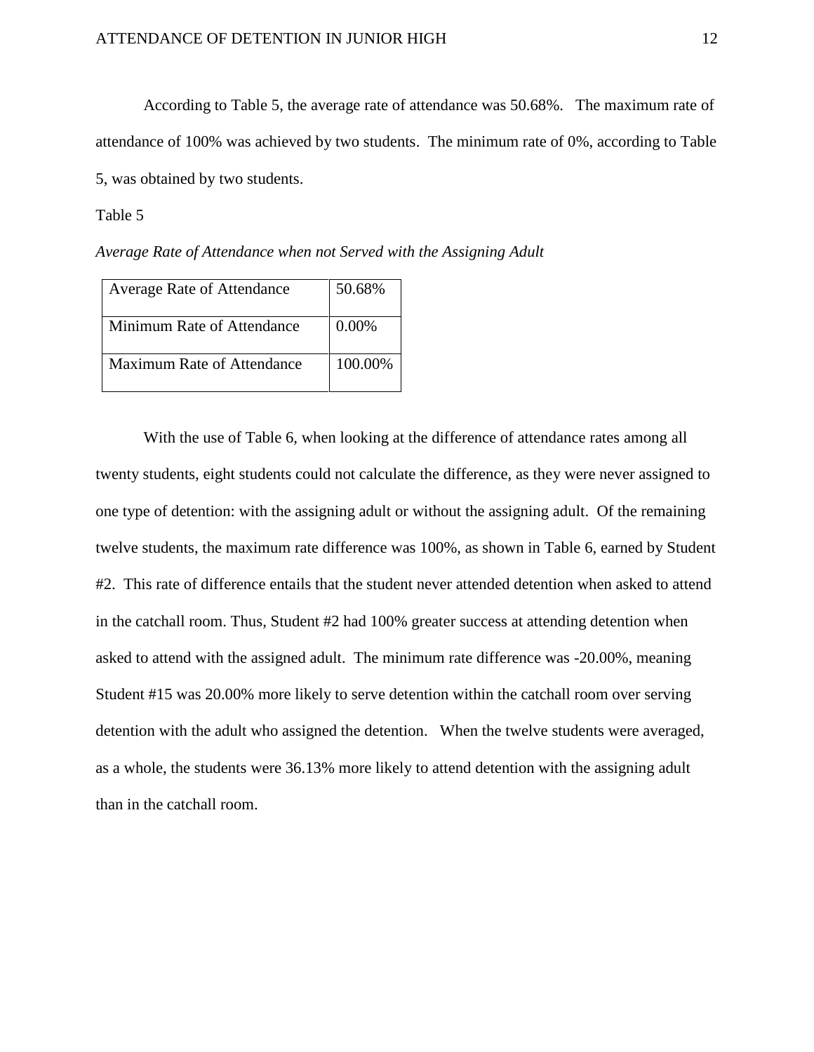According to Table 5, the average rate of attendance was 50.68%. The maximum rate of attendance of 100% was achieved by two students. The minimum rate of 0%, according to Table 5, was obtained by two students.

Table 5

*Average Rate of Attendance when not Served with the Assigning Adult*

| | |
|---|---|
| Average Rate of Attendance | 50.68% |
| Minimum Rate of Attendance | 0.00% |
| Maximum Rate of Attendance | 100.00% |

With the use of Table 6, when looking at the difference of attendance rates among all twenty students, eight students could not calculate the difference, as they were never assigned to one type of detention: with the assigning adult or without the assigning adult. Of the remaining twelve students, the maximum rate difference was 100%, as shown in Table 6, earned by Student #2. This rate of difference entails that the student never attended detention when asked to attend in the catchall room. Thus, Student #2 had 100% greater success at attending detention when asked to attend with the assigned adult. The minimum rate difference was -20.00%, meaning Student #15 was 20.00% more likely to serve detention within the catchall room over serving detention with the adult who assigned the detention. When the twelve students were averaged, as a whole, the students were 36.13% more likely to attend detention with the assigning adult than in the catchall room.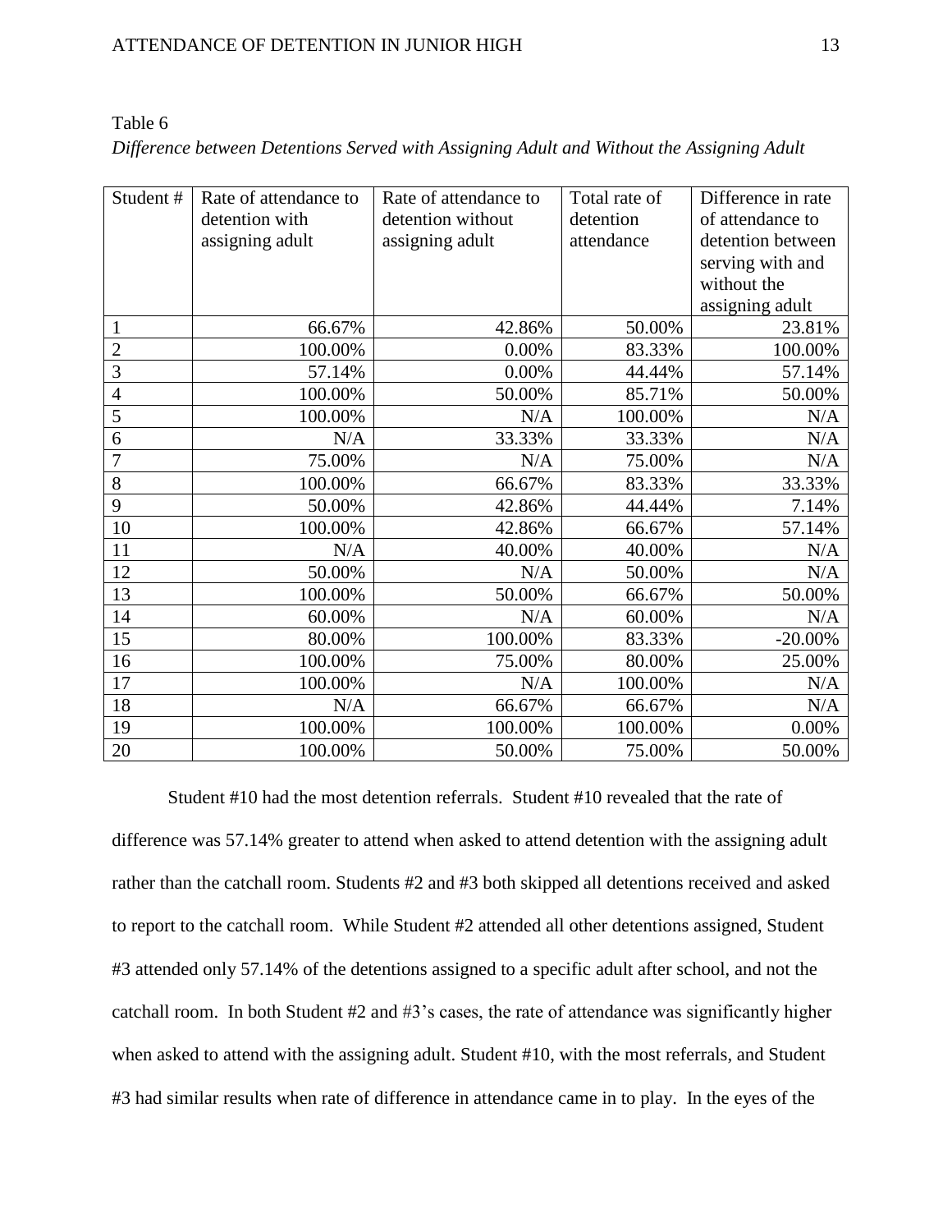Table 6

*Difference between Detentions Served with Assigning Adult and Without the Assigning Adult*

| Student # | Rate of attendance to detention with assigning adult | Rate of attendance to detention without assigning adult | Total rate of detention attendance | Difference in rate of attendance to detention between serving with and without the assigning adult |
|---|---|---|---|---|
| 1 | 66.67% | 42.86% | 50.00% | 23.81% |
| 2 | 100.00% | 0.00% | 83.33% | 100.00% |
| 3 | 57.14% | 0.00% | 44.44% | 57.14% |
| 4 | 100.00% | 50.00% | 85.71% | 50.00% |
| 5 | 100.00% | N/A | 100.00% | N/A |
| 6 | N/A | 33.33% | 33.33% | N/A |
| 7 | 75.00% | N/A | 75.00% | N/A |
| 8 | 100.00% | 66.67% | 83.33% | 33.33% |
| 9 | 50.00% | 42.86% | 44.44% | 7.14% |
| 10 | 100.00% | 42.86% | 66.67% | 57.14% |
| 11 | N/A | 40.00% | 40.00% | N/A |
| 12 | 50.00% | N/A | 50.00% | N/A |
| 13 | 100.00% | 50.00% | 66.67% | 50.00% |
| 14 | 60.00% | N/A | 60.00% | N/A |
| 15 | 80.00% | 100.00% | 83.33% | -20.00% |
| 16 | 100.00% | 75.00% | 80.00% | 25.00% |
| 17 | 100.00% | N/A | 100.00% | N/A |
| 18 | N/A | 66.67% | 66.67% | N/A |
| 19 | 100.00% | 100.00% | 100.00% | 0.00% |
| 20 | 100.00% | 50.00% | 75.00% | 50.00% |

Student #10 had the most detention referrals. Student #10 revealed that the rate of difference was 57.14% greater to attend when asked to attend detention with the assigning adult rather than the catchall room. Students #2 and #3 both skipped all detentions received and asked to report to the catchall room. While Student #2 attended all other detentions assigned, Student #3 attended only 57.14% of the detentions assigned to a specific adult after school, and not the catchall room. In both Student #2 and #3's cases, the rate of attendance was significantly higher when asked to attend with the assigning adult. Student #10, with the most referrals, and Student #3 had similar results when rate of difference in attendance came in to play. In the eyes of the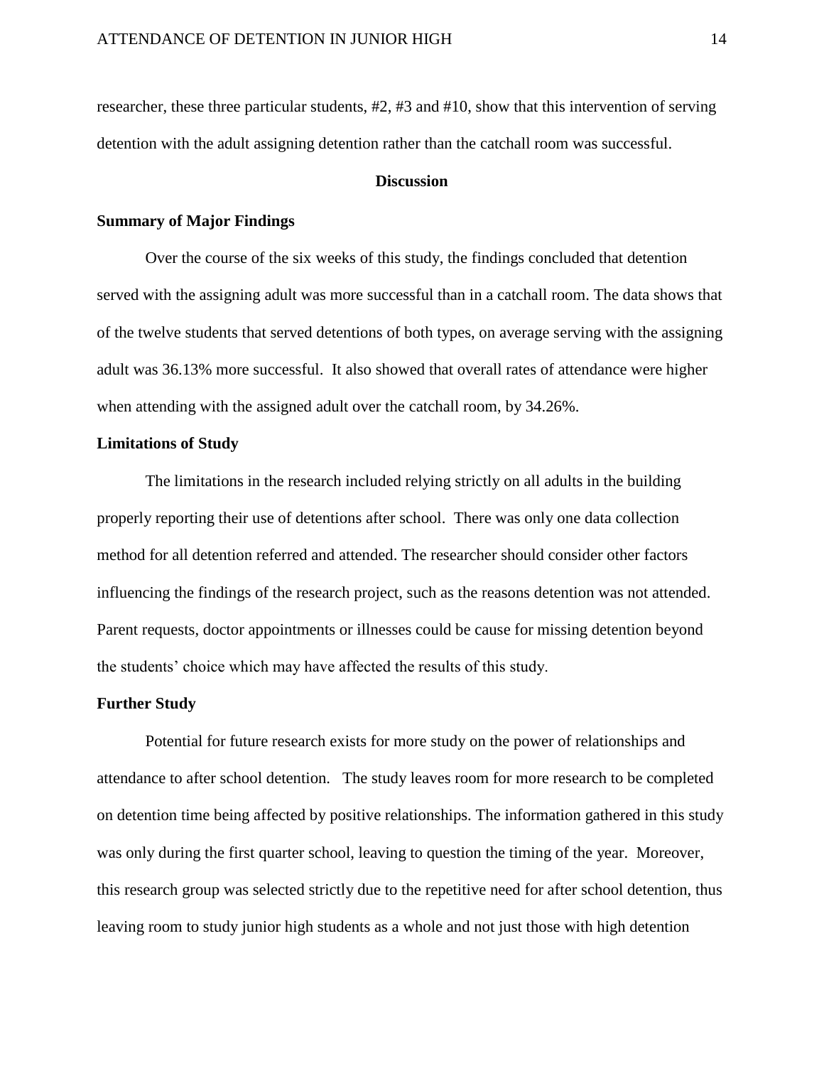researcher, these three particular students, #2, #3 and #10, show that this intervention of serving detention with the adult assigning detention rather than the catchall room was successful.

## Discussion

### Summary of Major Findings

Over the course of the six weeks of this study, the findings concluded that detention served with the assigning adult was more successful than in a catchall room. The data shows that of the twelve students that served detentions of both types, on average serving with the assigning adult was 36.13% more successful. It also showed that overall rates of attendance were higher when attending with the assigned adult over the catchall room, by 34.26%.

### Limitations of Study

The limitations in the research included relying strictly on all adults in the building properly reporting their use of detentions after school. There was only one data collection method for all detention referred and attended. The researcher should consider other factors influencing the findings of the research project, such as the reasons detention was not attended. Parent requests, doctor appointments or illnesses could be cause for missing detention beyond the students' choice which may have affected the results of this study.

### Further Study

Potential for future research exists for more study on the power of relationships and attendance to after school detention. The study leaves room for more research to be completed on detention time being affected by positive relationships. The information gathered in this study was only during the first quarter school, leaving to question the timing of the year. Moreover, this research group was selected strictly due to the repetitive need for after school detention, thus leaving room to study junior high students as a whole and not just those with high detention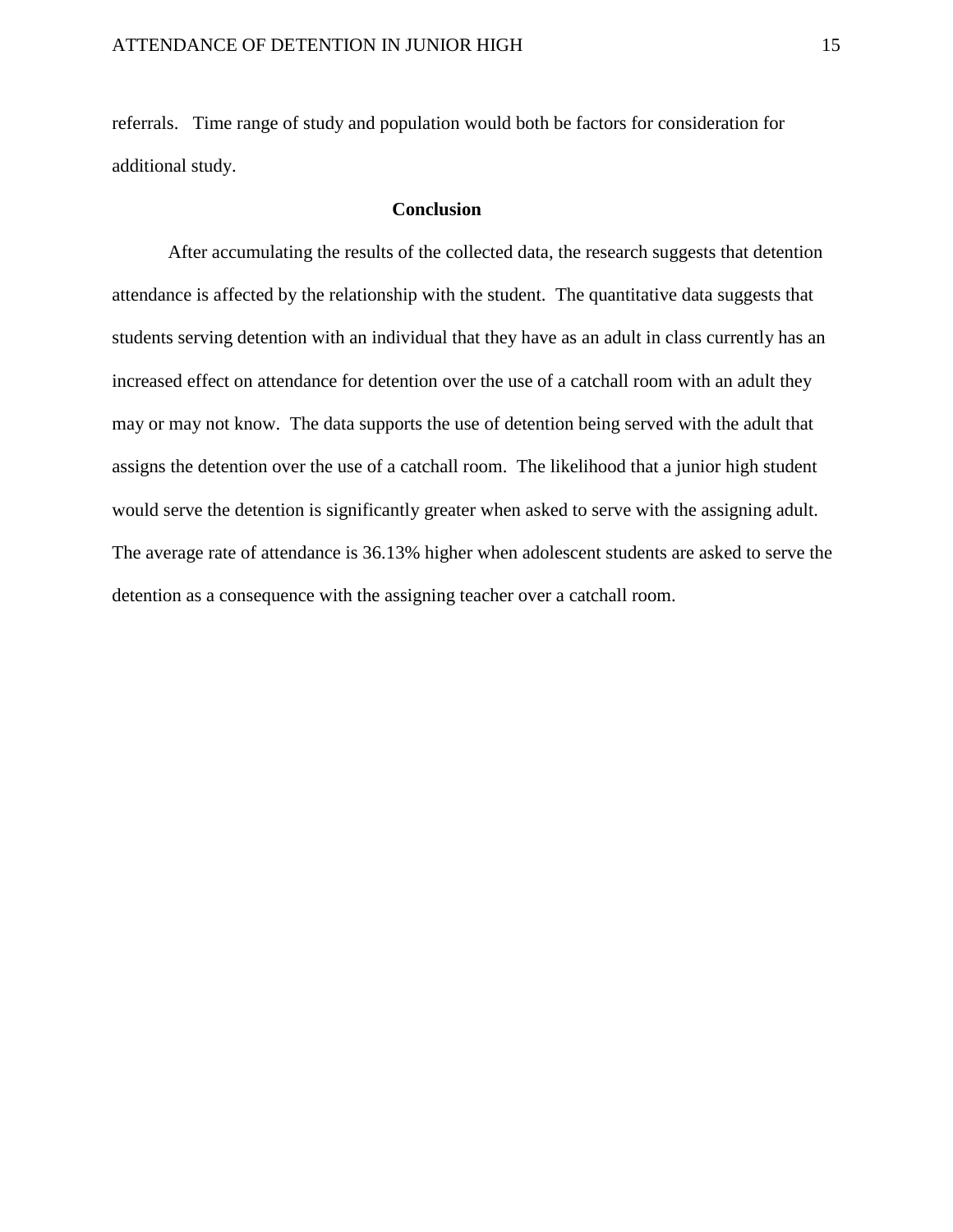referrals.   Time range of study and population would both be factors for consideration for additional study.

## Conclusion

After accumulating the results of the collected data, the research suggests that detention attendance is affected by the relationship with the student.  The quantitative data suggests that students serving detention with an individual that they have as an adult in class currently has an increased effect on attendance for detention over the use of a catchall room with an adult they may or may not know.  The data supports the use of detention being served with the adult that assigns the detention over the use of a catchall room.  The likelihood that a junior high student would serve the detention is significantly greater when asked to serve with the assigning adult.  The average rate of attendance is 36.13% higher when adolescent students are asked to serve the detention as a consequence with the assigning teacher over a catchall room.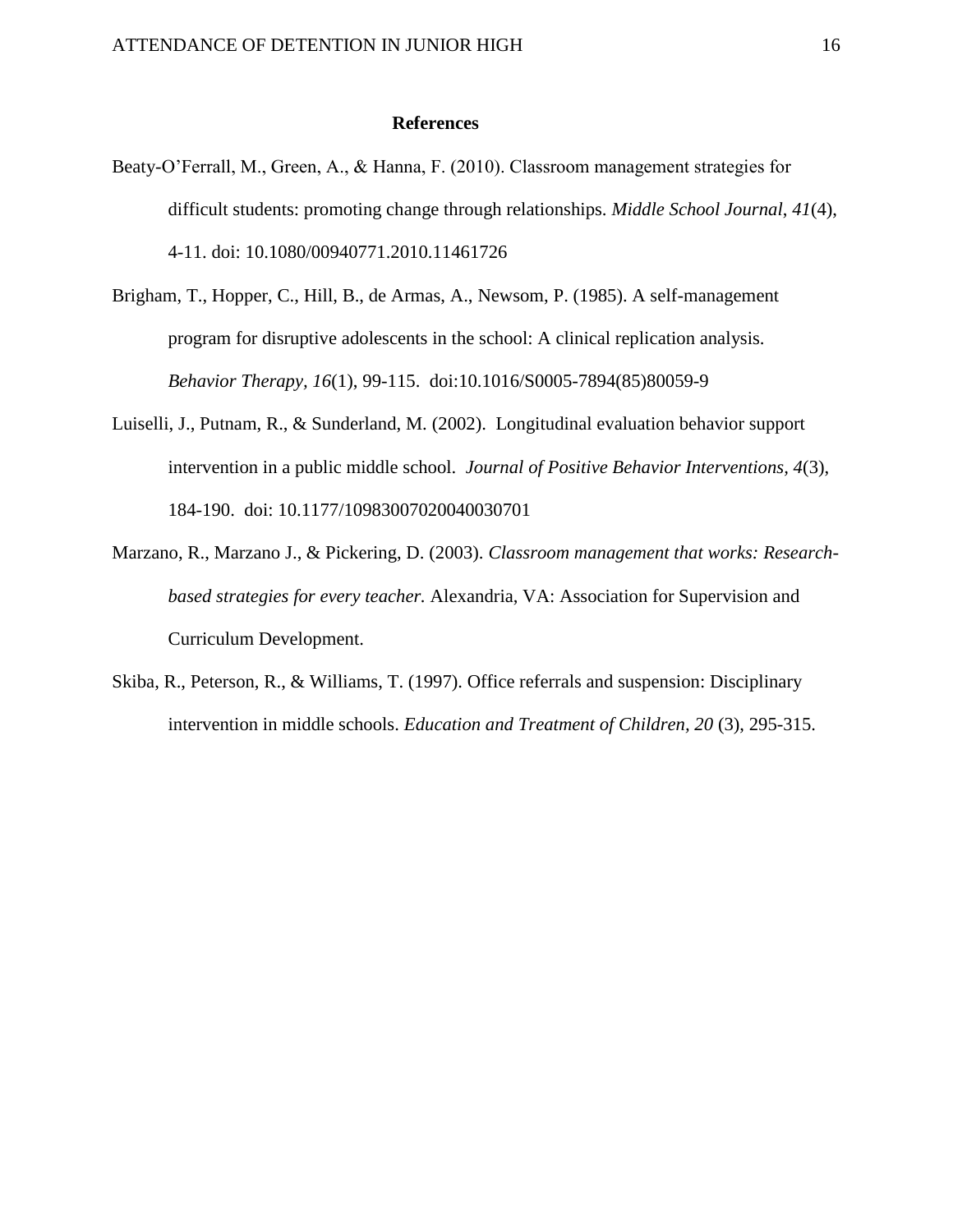**References**

Beaty-O'Ferrall, M., Green, A., & Hanna, F. (2010). Classroom management strategies for difficult students: promoting change through relationships. *Middle School Journal*, *41*(4), 4-11. doi: 10.1080/00940771.2010.11461726

Brigham, T., Hopper, C., Hill, B., de Armas, A., Newsom, P. (1985). A self-management program for disruptive adolescents in the school: A clinical replication analysis. *Behavior Therapy, 16*(1), 99-115. doi:10.1016/S0005-7894(85)80059-9

Luiselli, J., Putnam, R., & Sunderland, M. (2002). Longitudinal evaluation behavior support intervention in a public middle school. *Journal of Positive Behavior Interventions, 4*(3), 184-190. doi: 10.1177/10983007020040030701

Marzano, R., Marzano J., & Pickering, D. (2003). *Classroom management that works: Research-based strategies for every teacher.* Alexandria, VA: Association for Supervision and Curriculum Development.

Skiba, R., Peterson, R., & Williams, T. (1997). Office referrals and suspension: Disciplinary intervention in middle schools. *Education and Treatment of Children, 20* (3), 295-315.